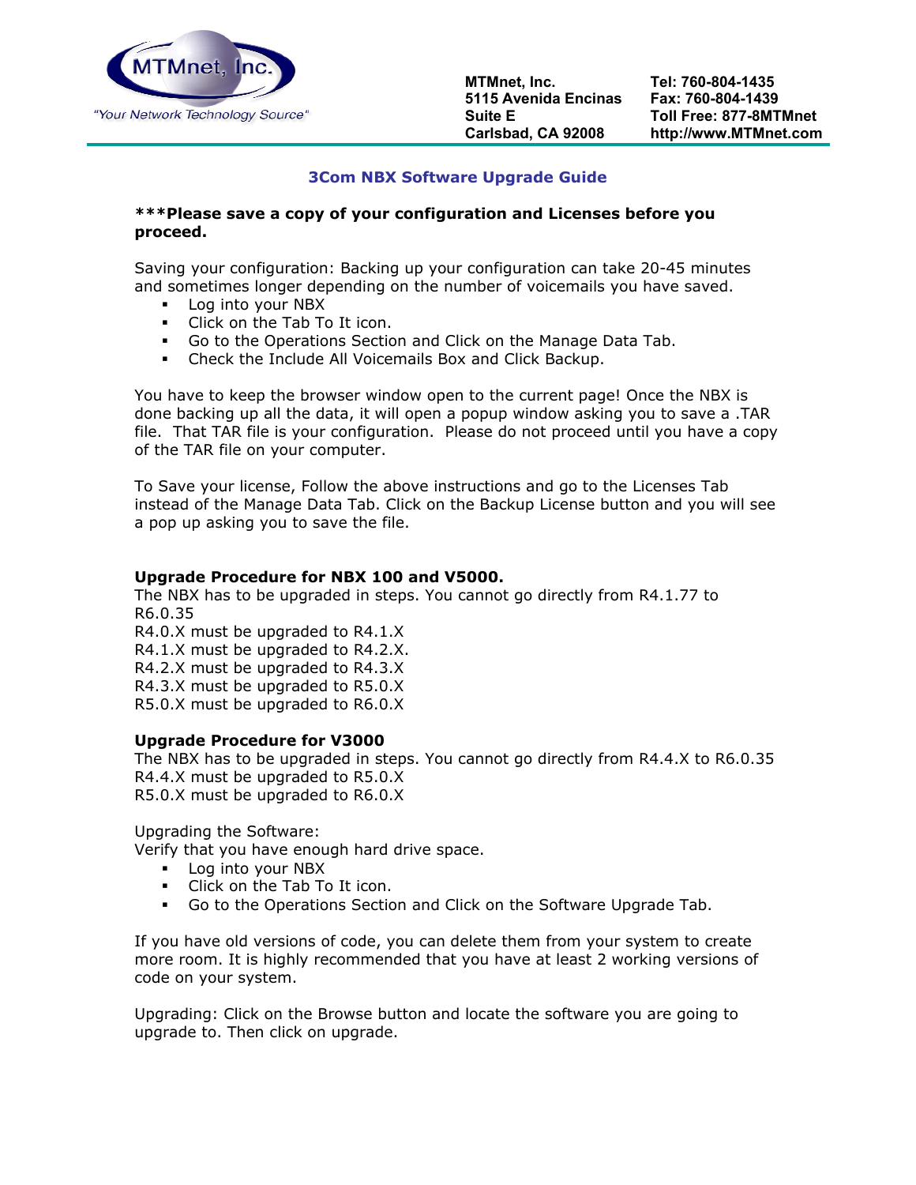MTMnet, Inc.
"Your Network Technology Source"

**MTMnet, Inc.**
**5115 Avenida Encinas**
**Suite E**
**Carlsbad, CA 92008**

**Tel: 760-804-1435**
**Fax: 760-804-1439**
**Toll Free: 877-8MTMnet**
**http://www.MTMnet.com**

## 3Com NBX Software Upgrade Guide

**\*\*\*Please save a copy of your configuration and Licenses before you proceed.**

Saving your configuration: Backing up your configuration can take 20-45 minutes and sometimes longer depending on the number of voicemails you have saved.

- Log into your NBX
- Click on the Tab To It icon.
- Go to the Operations Section and Click on the Manage Data Tab.
- Check the Include All Voicemails Box and Click Backup.

You have to keep the browser window open to the current page! Once the NBX is done backing up all the data, it will open a popup window asking you to save a .TAR file. That TAR file is your configuration. Please do not proceed until you have a copy of the TAR file on your computer.

To Save your license, Follow the above instructions and go to the Licenses Tab instead of the Manage Data Tab. Click on the Backup License button and you will see a pop up asking you to save the file.

**Upgrade Procedure for NBX 100 and V5000.**

The NBX has to be upgraded in steps. You cannot go directly from R4.1.77 to R6.0.35
R4.0.X must be upgraded to R4.1.X
R4.1.X must be upgraded to R4.2.X.
R4.2.X must be upgraded to R4.3.X
R4.3.X must be upgraded to R5.0.X
R5.0.X must be upgraded to R6.0.X

**Upgrade Procedure for V3000**

The NBX has to be upgraded in steps. You cannot go directly from R4.4.X to R6.0.35
R4.4.X must be upgraded to R5.0.X
R5.0.X must be upgraded to R6.0.X

Upgrading the Software:
Verify that you have enough hard drive space.

- Log into your NBX
- Click on the Tab To It icon.
- Go to the Operations Section and Click on the Software Upgrade Tab.

If you have old versions of code, you can delete them from your system to create more room. It is highly recommended that you have at least 2 working versions of code on your system.

Upgrading: Click on the Browse button and locate the software you are going to upgrade to. Then click on upgrade.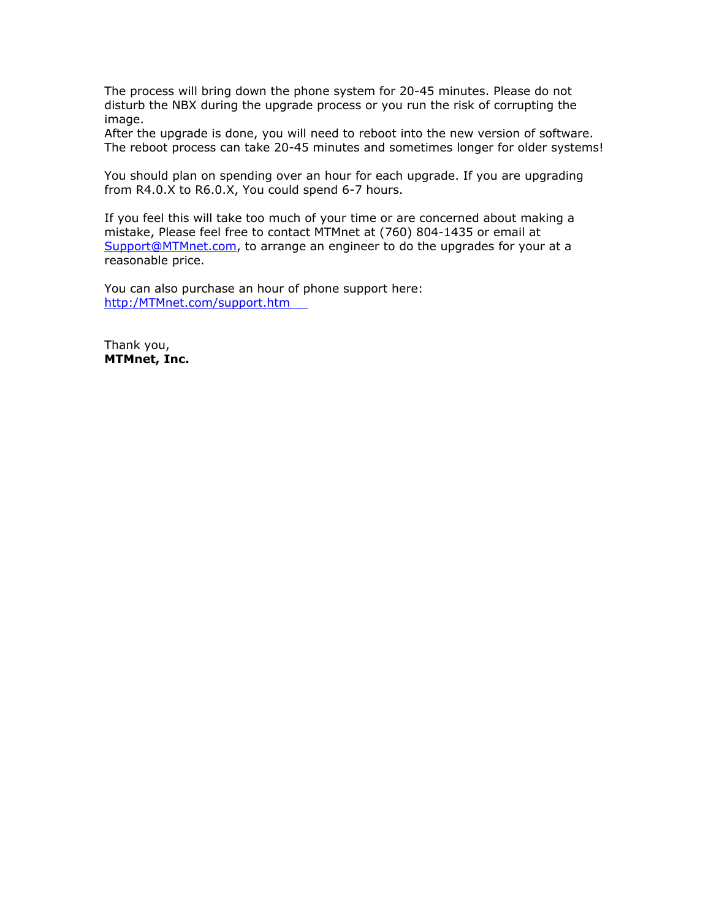The process will bring down the phone system for 20-45 minutes. Please do not disturb the NBX during the upgrade process or you run the risk of corrupting the image.
After the upgrade is done, you will need to reboot into the new version of software. The reboot process can take 20-45 minutes and sometimes longer for older systems!

You should plan on spending over an hour for each upgrade. If you are upgrading from R4.0.X to R6.0.X, You could spend 6-7 hours.

If you feel this will take too much of your time or are concerned about making a mistake, Please feel free to contact MTMnet at (760) 804-1435 or email at Support@MTMnet.com, to arrange an engineer to do the upgrades for your at a reasonable price.

You can also purchase an hour of phone support here:
http:/MTMnet.com/support.htm

Thank you,
**MTMnet, Inc.**